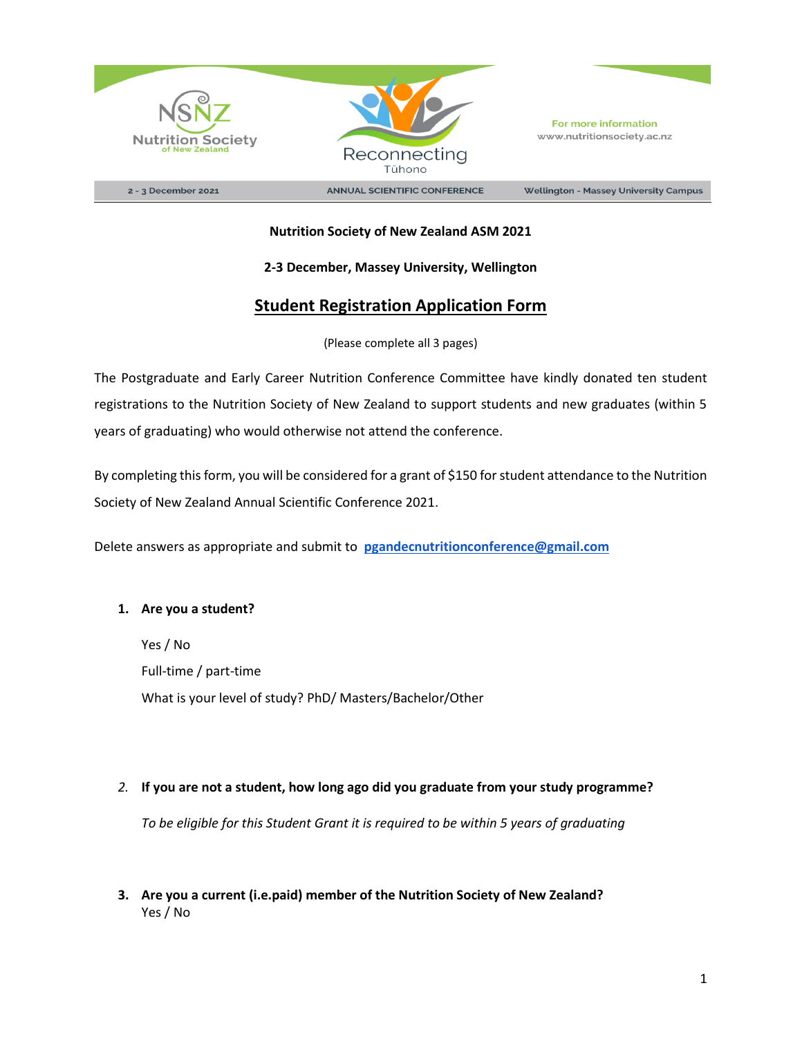NSNZ Nutrition Society of New Zealand

Reconnecting Tūhono

For more information www.nutritionsociety.ac.nz

2 - 3 December 2021 | ANNUAL SCIENTIFIC CONFERENCE | Wellington - Massey University Campus

**Nutrition Society of New Zealand ASM 2021**

**2-3 December, Massey University, Wellington**

# Student Registration Application Form

(Please complete all 3 pages)

The Postgraduate and Early Career Nutrition Conference Committee have kindly donated ten student registrations to the Nutrition Society of New Zealand to support students and new graduates (within 5 years of graduating) who would otherwise not attend the conference.

By completing this form, you will be considered for a grant of $150 for student attendance to the Nutrition Society of New Zealand Annual Scientific Conference 2021.

Delete answers as appropriate and submit to **pgandecnutritionconference@gmail.com**

1. **Are you a student?**

   Yes / No

   Full-time / part-time

   What is your level of study? PhD/ Masters/Bachelor/Other

2. **If you are not a student, how long ago did you graduate from your study programme?**

   *To be eligible for this Student Grant it is required to be within 5 years of graduating*

3. **Are you a current (i.e.paid) member of the Nutrition Society of New Zealand?**
   Yes / No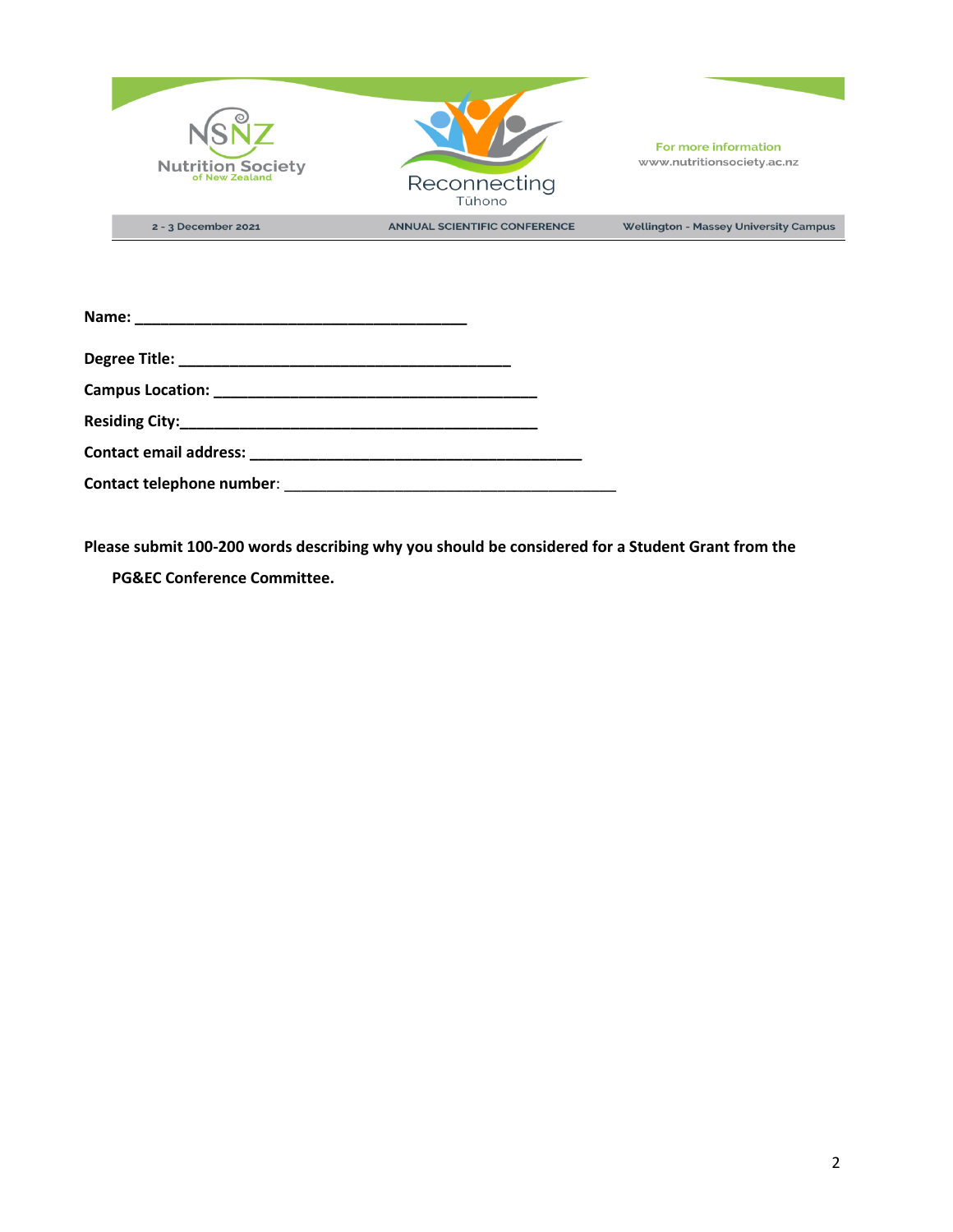NSNZ Nutrition Society of New Zealand

Reconnecting
Tūhono

For more information
www.nutritionsociety.ac.nz

2 - 3 December 2021 | ANNUAL SCIENTIFIC CONFERENCE | Wellington - Massey University Campus

**Name: ________________________________________**

**Degree Title: ________________________________________**

**Campus Location: ________________________________________**

**Residing City:____________________________________________**

**Contact email address: ________________________________________**

**Contact telephone number**: ________________________________________

**Please submit 100-200 words describing why you should be considered for a Student Grant from the PG&EC Conference Committee.**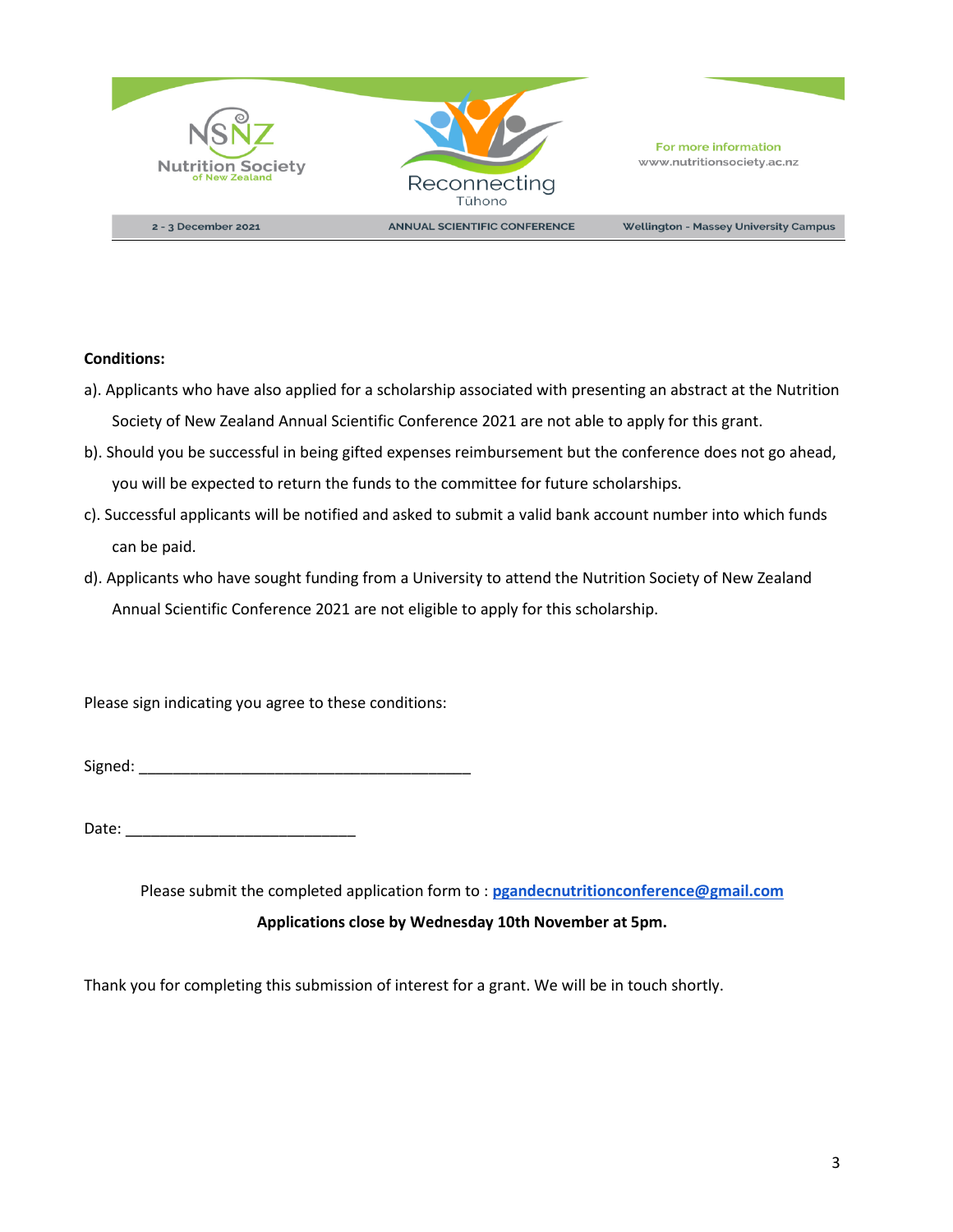**Conditions:**

a). Applicants who have also applied for a scholarship associated with presenting an abstract at the Nutrition Society of New Zealand Annual Scientific Conference 2021 are not able to apply for this grant.

b). Should you be successful in being gifted expenses reimbursement but the conference does not go ahead, you will be expected to return the funds to the committee for future scholarships.

c). Successful applicants will be notified and asked to submit a valid bank account number into which funds can be paid.

d). Applicants who have sought funding from a University to attend the Nutrition Society of New Zealand Annual Scientific Conference 2021 are not eligible to apply for this scholarship.

Please sign indicating you agree to these conditions:

Signed: ________________________________________

Date: ___________________________

Please submit the completed application form to : **pgandecnutritionconference@gmail.com**

**Applications close by Wednesday 10th November at 5pm.**

Thank you for completing this submission of interest for a grant. We will be in touch shortly.